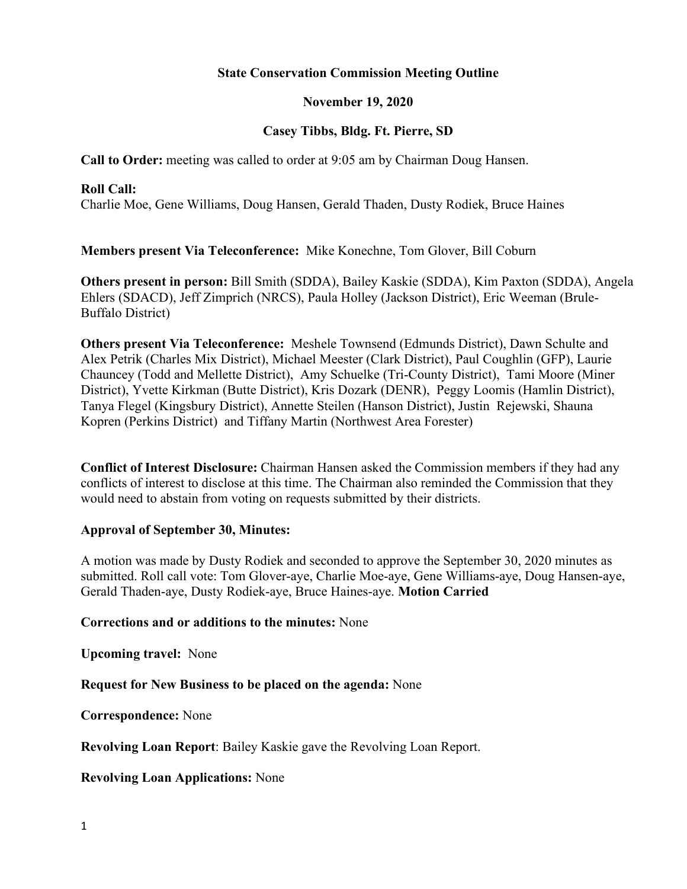# State Conservation Commission Meeting Outline

## November 19, 2020

## Casey Tibbs, Bldg. Ft. Pierre, SD

**Call to Order:** meeting was called to order at 9:05 am by Chairman Doug Hansen.

**Roll Call:**
Charlie Moe, Gene Williams, Doug Hansen, Gerald Thaden, Dusty Rodiek, Bruce Haines

**Members present Via Teleconference:** Mike Konechne, Tom Glover, Bill Coburn

**Others present in person:** Bill Smith (SDDA), Bailey Kaskie (SDDA), Kim Paxton (SDDA), Angela Ehlers (SDACD), Jeff Zimprich (NRCS), Paula Holley (Jackson District), Eric Weeman (Brule-Buffalo District)

**Others present Via Teleconference:** Meshele Townsend (Edmunds District), Dawn Schulte and Alex Petrik (Charles Mix District), Michael Meester (Clark District), Paul Coughlin (GFP), Laurie Chauncey (Todd and Mellette District), Amy Schuelke (Tri-County District), Tami Moore (Miner District), Yvette Kirkman (Butte District), Kris Dozark (DENR), Peggy Loomis (Hamlin District), Tanya Flegel (Kingsbury District), Annette Steilen (Hanson District), Justin Rejewski, Shauna Kopren (Perkins District) and Tiffany Martin (Northwest Area Forester)

**Conflict of Interest Disclosure:** Chairman Hansen asked the Commission members if they had any conflicts of interest to disclose at this time. The Chairman also reminded the Commission that they would need to abstain from voting on requests submitted by their districts.

**Approval of September 30, Minutes:**

A motion was made by Dusty Rodiek and seconded to approve the September 30, 2020 minutes as submitted. Roll call vote: Tom Glover-aye, Charlie Moe-aye, Gene Williams-aye, Doug Hansen-aye, Gerald Thaden-aye, Dusty Rodiek-aye, Bruce Haines-aye. **Motion Carried**

**Corrections and or additions to the minutes:** None

**Upcoming travel:** None

**Request for New Business to be placed on the agenda:** None

**Correspondence:** None

**Revolving Loan Report**: Bailey Kaskie gave the Revolving Loan Report.

**Revolving Loan Applications:** None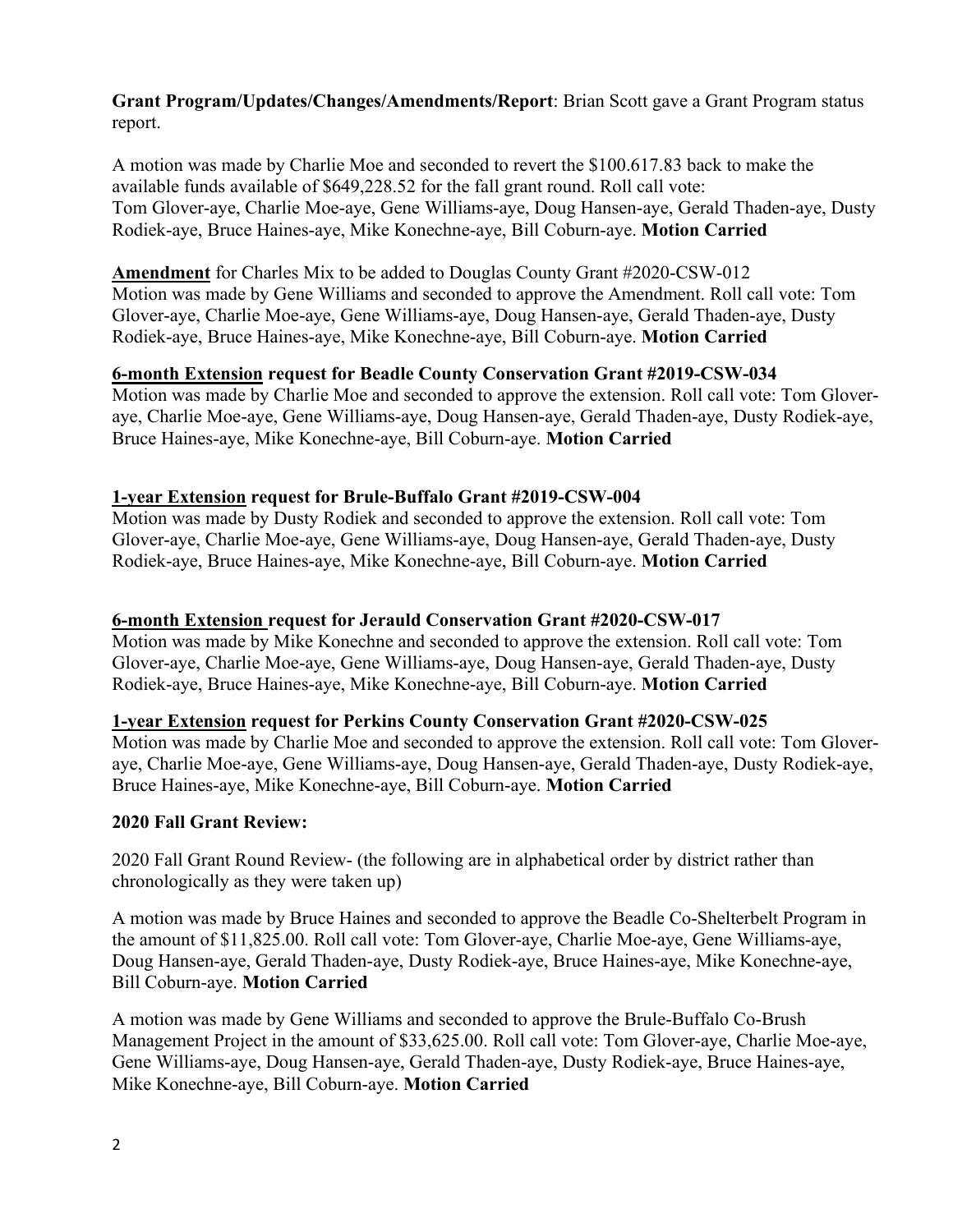**Grant Program/Updates/Changes/Amendments/Report**: Brian Scott gave a Grant Program status report.

A motion was made by Charlie Moe and seconded to revert the $100.617.83 back to make the available funds available of $649,228.52 for the fall grant round. Roll call vote: Tom Glover-aye, Charlie Moe-aye, Gene Williams-aye, Doug Hansen-aye, Gerald Thaden-aye, Dusty Rodiek-aye, Bruce Haines-aye, Mike Konechne-aye, Bill Coburn-aye. **Motion Carried**

**Amendment** for Charles Mix to be added to Douglas County Grant #2020-CSW-012
Motion was made by Gene Williams and seconded to approve the Amendment. Roll call vote: Tom Glover-aye, Charlie Moe-aye, Gene Williams-aye, Doug Hansen-aye, Gerald Thaden-aye, Dusty Rodiek-aye, Bruce Haines-aye, Mike Konechne-aye, Bill Coburn-aye. **Motion Carried**

**6-month Extension request for Beadle County Conservation Grant #2019-CSW-034**
Motion was made by Charlie Moe and seconded to approve the extension. Roll call vote: Tom Glover-aye, Charlie Moe-aye, Gene Williams-aye, Doug Hansen-aye, Gerald Thaden-aye, Dusty Rodiek-aye, Bruce Haines-aye, Mike Konechne-aye, Bill Coburn-aye. **Motion Carried**

**1-year Extension request for Brule-Buffalo Grant #2019-CSW-004**
Motion was made by Dusty Rodiek and seconded to approve the extension. Roll call vote: Tom Glover-aye, Charlie Moe-aye, Gene Williams-aye, Doug Hansen-aye, Gerald Thaden-aye, Dusty Rodiek-aye, Bruce Haines-aye, Mike Konechne-aye, Bill Coburn-aye. **Motion Carried**

**6-month Extension request for Jerauld Conservation Grant #2020-CSW-017**
Motion was made by Mike Konechne and seconded to approve the extension. Roll call vote: Tom Glover-aye, Charlie Moe-aye, Gene Williams-aye, Doug Hansen-aye, Gerald Thaden-aye, Dusty Rodiek-aye, Bruce Haines-aye, Mike Konechne-aye, Bill Coburn-aye. **Motion Carried**

**1-year Extension request for Perkins County Conservation Grant #2020-CSW-025**
Motion was made by Charlie Moe and seconded to approve the extension. Roll call vote: Tom Glover-aye, Charlie Moe-aye, Gene Williams-aye, Doug Hansen-aye, Gerald Thaden-aye, Dusty Rodiek-aye, Bruce Haines-aye, Mike Konechne-aye, Bill Coburn-aye. **Motion Carried**

**2020 Fall Grant Review:**

2020 Fall Grant Round Review- (the following are in alphabetical order by district rather than chronologically as they were taken up)

A motion was made by Bruce Haines and seconded to approve the Beadle Co-Shelterbelt Program in the amount of $11,825.00. Roll call vote: Tom Glover-aye, Charlie Moe-aye, Gene Williams-aye, Doug Hansen-aye, Gerald Thaden-aye, Dusty Rodiek-aye, Bruce Haines-aye, Mike Konechne-aye, Bill Coburn-aye. **Motion Carried**

A motion was made by Gene Williams and seconded to approve the Brule-Buffalo Co-Brush Management Project in the amount of $33,625.00. Roll call vote: Tom Glover-aye, Charlie Moe-aye, Gene Williams-aye, Doug Hansen-aye, Gerald Thaden-aye, Dusty Rodiek-aye, Bruce Haines-aye, Mike Konechne-aye, Bill Coburn-aye. **Motion Carried**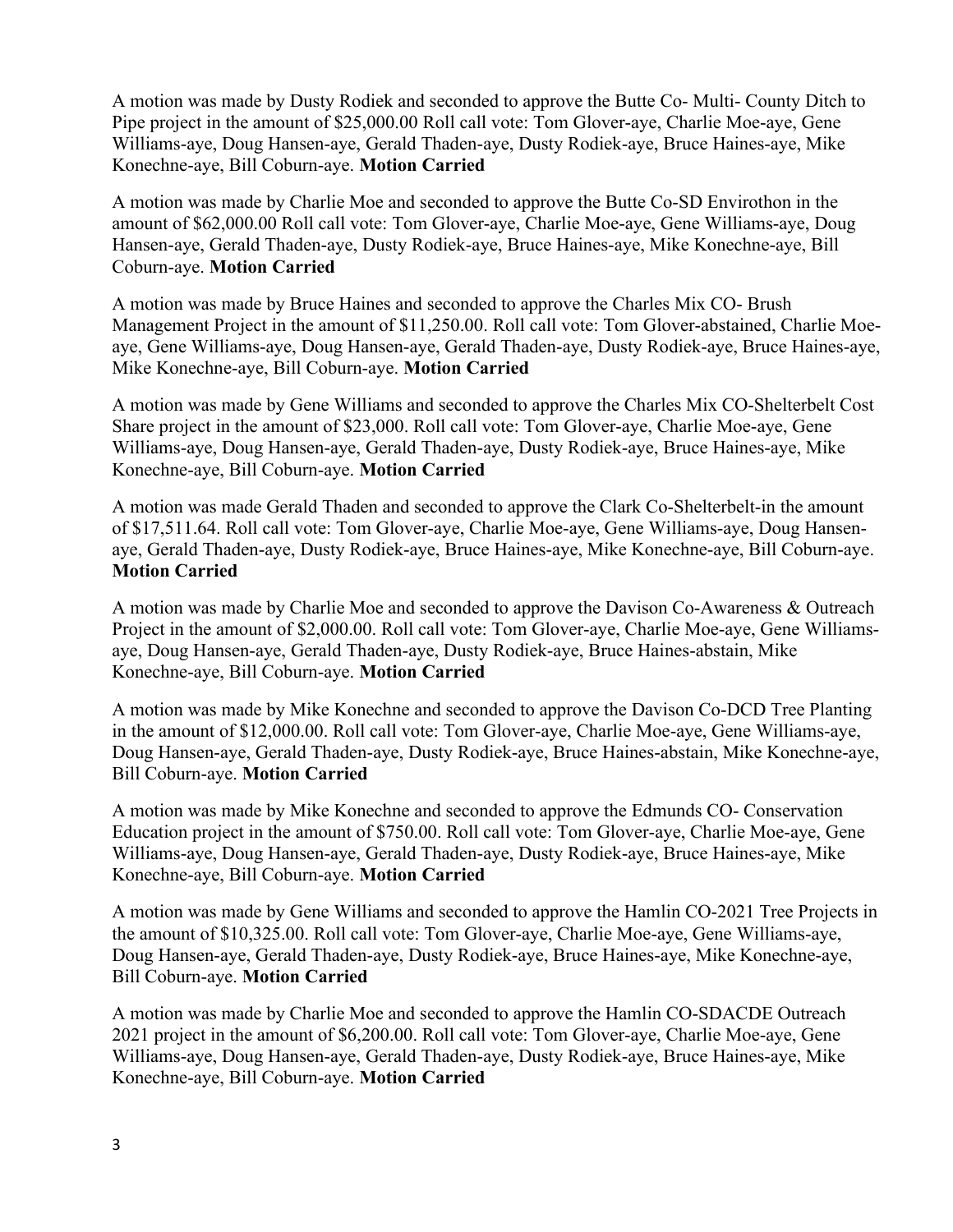A motion was made by Dusty Rodiek and seconded to approve the Butte Co- Multi- County Ditch to Pipe project in the amount of $25,000.00 Roll call vote: Tom Glover-aye, Charlie Moe-aye, Gene Williams-aye, Doug Hansen-aye, Gerald Thaden-aye, Dusty Rodiek-aye, Bruce Haines-aye, Mike Konechne-aye, Bill Coburn-aye. **Motion Carried**

A motion was made by Charlie Moe and seconded to approve the Butte Co-SD Envirothon in the amount of $62,000.00 Roll call vote: Tom Glover-aye, Charlie Moe-aye, Gene Williams-aye, Doug Hansen-aye, Gerald Thaden-aye, Dusty Rodiek-aye, Bruce Haines-aye, Mike Konechne-aye, Bill Coburn-aye. **Motion Carried**

A motion was made by Bruce Haines and seconded to approve the Charles Mix CO- Brush Management Project in the amount of $11,250.00. Roll call vote: Tom Glover-abstained, Charlie Moe-aye, Gene Williams-aye, Doug Hansen-aye, Gerald Thaden-aye, Dusty Rodiek-aye, Bruce Haines-aye, Mike Konechne-aye, Bill Coburn-aye. **Motion Carried**

A motion was made by Gene Williams and seconded to approve the Charles Mix CO-Shelterbelt Cost Share project in the amount of $23,000. Roll call vote: Tom Glover-aye, Charlie Moe-aye, Gene Williams-aye, Doug Hansen-aye, Gerald Thaden-aye, Dusty Rodiek-aye, Bruce Haines-aye, Mike Konechne-aye, Bill Coburn-aye. **Motion Carried**

A motion was made Gerald Thaden and seconded to approve the Clark Co-Shelterbelt-in the amount of $17,511.64. Roll call vote: Tom Glover-aye, Charlie Moe-aye, Gene Williams-aye, Doug Hansen-aye, Gerald Thaden-aye, Dusty Rodiek-aye, Bruce Haines-aye, Mike Konechne-aye, Bill Coburn-aye. **Motion Carried**

A motion was made by Charlie Moe and seconded to approve the Davison Co-Awareness & Outreach Project in the amount of $2,000.00. Roll call vote: Tom Glover-aye, Charlie Moe-aye, Gene Williams-aye, Doug Hansen-aye, Gerald Thaden-aye, Dusty Rodiek-aye, Bruce Haines-abstain, Mike Konechne-aye, Bill Coburn-aye. **Motion Carried**

A motion was made by Mike Konechne and seconded to approve the Davison Co-DCD Tree Planting in the amount of $12,000.00. Roll call vote: Tom Glover-aye, Charlie Moe-aye, Gene Williams-aye, Doug Hansen-aye, Gerald Thaden-aye, Dusty Rodiek-aye, Bruce Haines-abstain, Mike Konechne-aye, Bill Coburn-aye. **Motion Carried**

A motion was made by Mike Konechne and seconded to approve the Edmunds CO- Conservation Education project in the amount of $750.00. Roll call vote: Tom Glover-aye, Charlie Moe-aye, Gene Williams-aye, Doug Hansen-aye, Gerald Thaden-aye, Dusty Rodiek-aye, Bruce Haines-aye, Mike Konechne-aye, Bill Coburn-aye. **Motion Carried**

A motion was made by Gene Williams and seconded to approve the Hamlin CO-2021 Tree Projects in the amount of $10,325.00. Roll call vote: Tom Glover-aye, Charlie Moe-aye, Gene Williams-aye, Doug Hansen-aye, Gerald Thaden-aye, Dusty Rodiek-aye, Bruce Haines-aye, Mike Konechne-aye, Bill Coburn-aye. **Motion Carried**

A motion was made by Charlie Moe and seconded to approve the Hamlin CO-SDACDE Outreach 2021 project in the amount of $6,200.00. Roll call vote: Tom Glover-aye, Charlie Moe-aye, Gene Williams-aye, Doug Hansen-aye, Gerald Thaden-aye, Dusty Rodiek-aye, Bruce Haines-aye, Mike Konechne-aye, Bill Coburn-aye. **Motion Carried**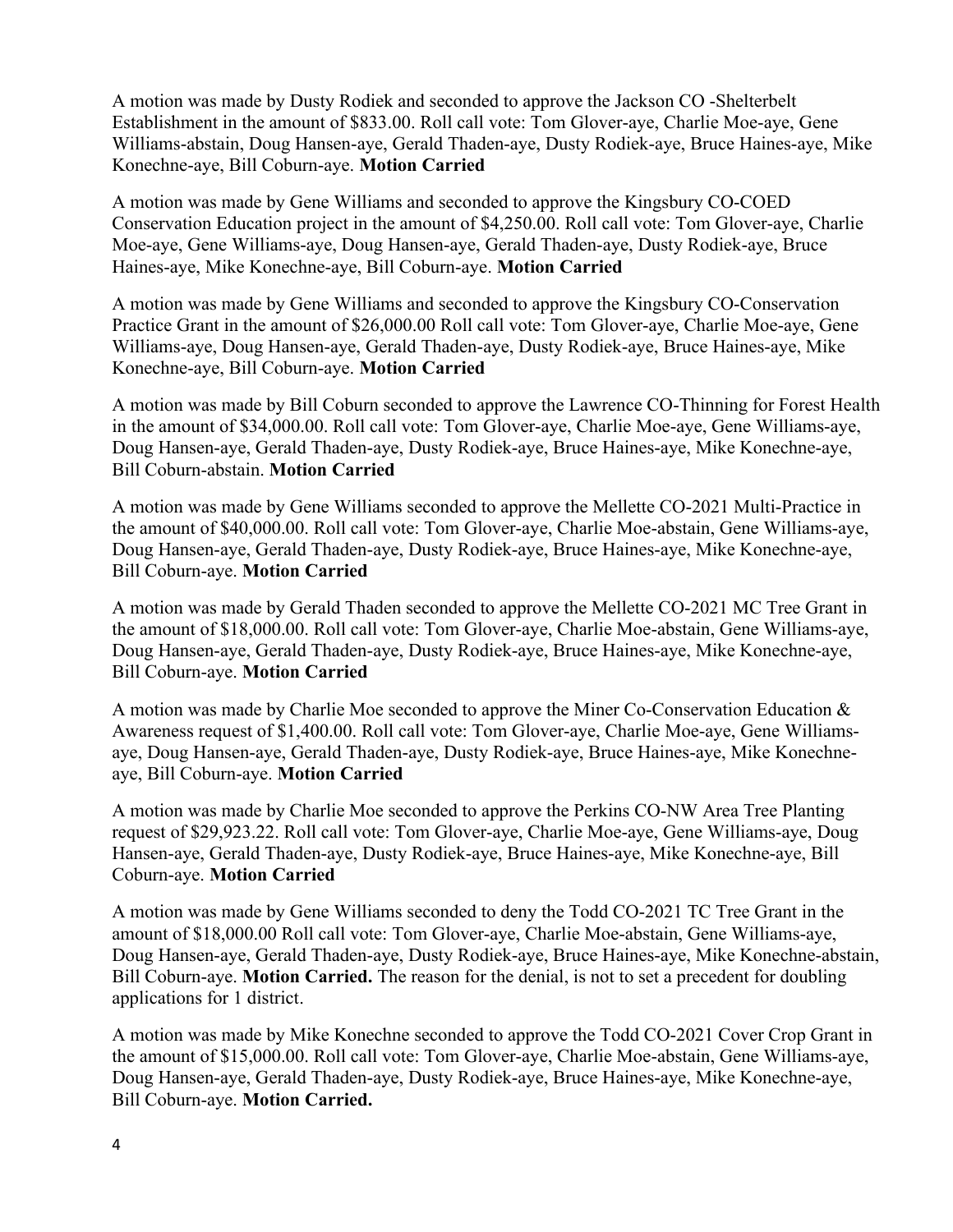A motion was made by Dusty Rodiek and seconded to approve the Jackson CO -Shelterbelt Establishment in the amount of $833.00. Roll call vote: Tom Glover-aye, Charlie Moe-aye, Gene Williams-abstain, Doug Hansen-aye, Gerald Thaden-aye, Dusty Rodiek-aye, Bruce Haines-aye, Mike Konechne-aye, Bill Coburn-aye. **Motion Carried**

A motion was made by Gene Williams and seconded to approve the Kingsbury CO-COED Conservation Education project in the amount of $4,250.00. Roll call vote: Tom Glover-aye, Charlie Moe-aye, Gene Williams-aye, Doug Hansen-aye, Gerald Thaden-aye, Dusty Rodiek-aye, Bruce Haines-aye, Mike Konechne-aye, Bill Coburn-aye. **Motion Carried**

A motion was made by Gene Williams and seconded to approve the Kingsbury CO-Conservation Practice Grant in the amount of $26,000.00 Roll call vote: Tom Glover-aye, Charlie Moe-aye, Gene Williams-aye, Doug Hansen-aye, Gerald Thaden-aye, Dusty Rodiek-aye, Bruce Haines-aye, Mike Konechne-aye, Bill Coburn-aye. **Motion Carried**

A motion was made by Bill Coburn seconded to approve the Lawrence CO-Thinning for Forest Health in the amount of $34,000.00. Roll call vote: Tom Glover-aye, Charlie Moe-aye, Gene Williams-aye, Doug Hansen-aye, Gerald Thaden-aye, Dusty Rodiek-aye, Bruce Haines-aye, Mike Konechne-aye, Bill Coburn-abstain. **Motion Carried**

A motion was made by Gene Williams seconded to approve the Mellette CO-2021 Multi-Practice in the amount of $40,000.00. Roll call vote: Tom Glover-aye, Charlie Moe-abstain, Gene Williams-aye, Doug Hansen-aye, Gerald Thaden-aye, Dusty Rodiek-aye, Bruce Haines-aye, Mike Konechne-aye, Bill Coburn-aye. **Motion Carried**

A motion was made by Gerald Thaden seconded to approve the Mellette CO-2021 MC Tree Grant in the amount of $18,000.00. Roll call vote: Tom Glover-aye, Charlie Moe-abstain, Gene Williams-aye, Doug Hansen-aye, Gerald Thaden-aye, Dusty Rodiek-aye, Bruce Haines-aye, Mike Konechne-aye, Bill Coburn-aye. **Motion Carried**

A motion was made by Charlie Moe seconded to approve the Miner Co-Conservation Education & Awareness request of $1,400.00. Roll call vote: Tom Glover-aye, Charlie Moe-aye, Gene Williams-aye, Doug Hansen-aye, Gerald Thaden-aye, Dusty Rodiek-aye, Bruce Haines-aye, Mike Konechne-aye, Bill Coburn-aye. **Motion Carried**

A motion was made by Charlie Moe seconded to approve the Perkins CO-NW Area Tree Planting request of $29,923.22. Roll call vote: Tom Glover-aye, Charlie Moe-aye, Gene Williams-aye, Doug Hansen-aye, Gerald Thaden-aye, Dusty Rodiek-aye, Bruce Haines-aye, Mike Konechne-aye, Bill Coburn-aye. **Motion Carried**

A motion was made by Gene Williams seconded to deny the Todd CO-2021 TC Tree Grant in the amount of $18,000.00 Roll call vote: Tom Glover-aye, Charlie Moe-abstain, Gene Williams-aye, Doug Hansen-aye, Gerald Thaden-aye, Dusty Rodiek-aye, Bruce Haines-aye, Mike Konechne-abstain, Bill Coburn-aye. **Motion Carried.** The reason for the denial, is not to set a precedent for doubling applications for 1 district.

A motion was made by Mike Konechne seconded to approve the Todd CO-2021 Cover Crop Grant in the amount of $15,000.00. Roll call vote: Tom Glover-aye, Charlie Moe-abstain, Gene Williams-aye, Doug Hansen-aye, Gerald Thaden-aye, Dusty Rodiek-aye, Bruce Haines-aye, Mike Konechne-aye, Bill Coburn-aye. **Motion Carried.**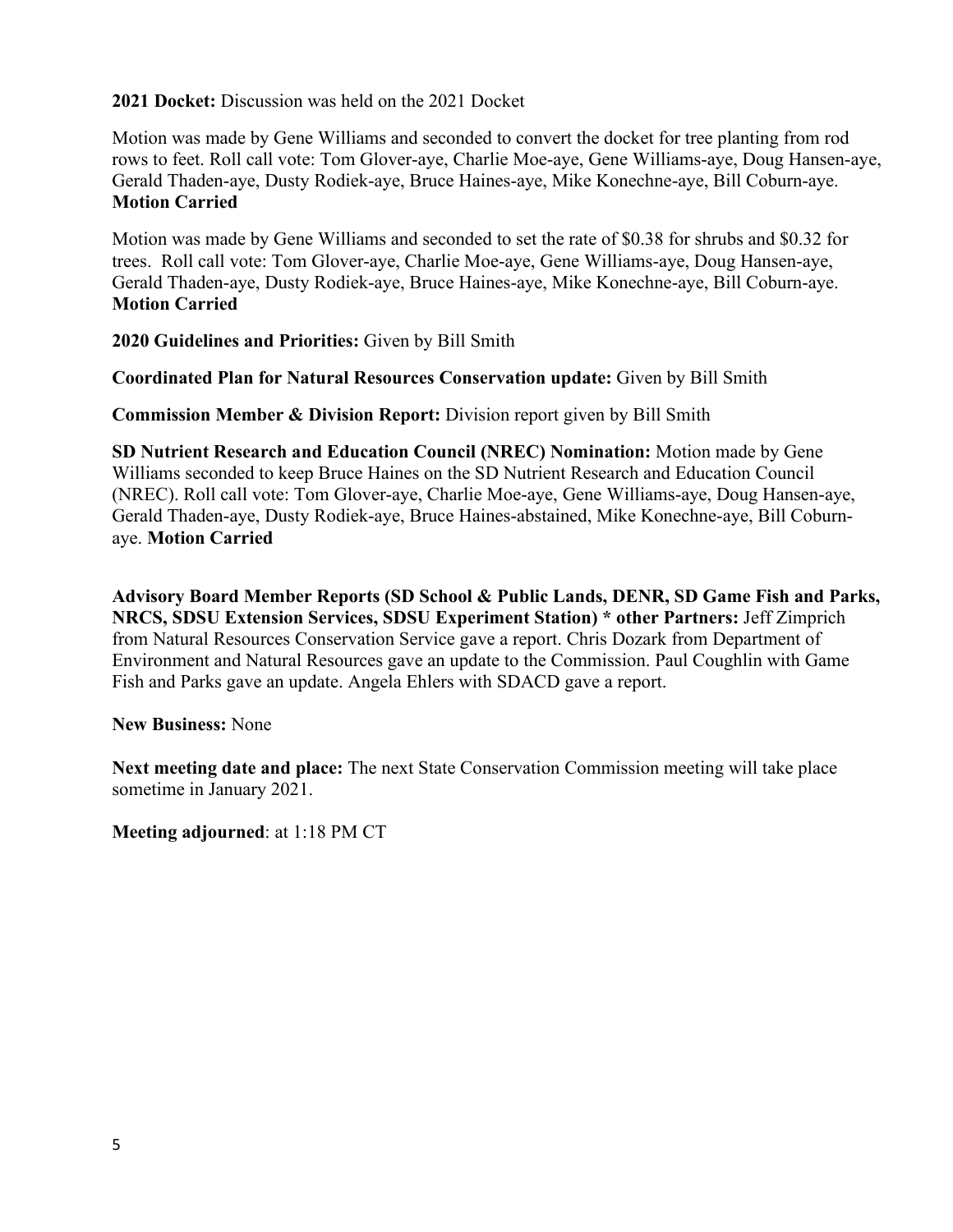**2021 Docket:** Discussion was held on the 2021 Docket

Motion was made by Gene Williams and seconded to convert the docket for tree planting from rod rows to feet. Roll call vote: Tom Glover-aye, Charlie Moe-aye, Gene Williams-aye, Doug Hansen-aye, Gerald Thaden-aye, Dusty Rodiek-aye, Bruce Haines-aye, Mike Konechne-aye, Bill Coburn-aye. **Motion Carried**

Motion was made by Gene Williams and seconded to set the rate of $0.38 for shrubs and $0.32 for trees. Roll call vote: Tom Glover-aye, Charlie Moe-aye, Gene Williams-aye, Doug Hansen-aye, Gerald Thaden-aye, Dusty Rodiek-aye, Bruce Haines-aye, Mike Konechne-aye, Bill Coburn-aye. **Motion Carried**

**2020 Guidelines and Priorities:** Given by Bill Smith

**Coordinated Plan for Natural Resources Conservation update:** Given by Bill Smith

**Commission Member & Division Report:** Division report given by Bill Smith

**SD Nutrient Research and Education Council (NREC) Nomination:** Motion made by Gene Williams seconded to keep Bruce Haines on the SD Nutrient Research and Education Council (NREC). Roll call vote: Tom Glover-aye, Charlie Moe-aye, Gene Williams-aye, Doug Hansen-aye, Gerald Thaden-aye, Dusty Rodiek-aye, Bruce Haines-abstained, Mike Konechne-aye, Bill Coburn-aye. **Motion Carried**

**Advisory Board Member Reports (SD School & Public Lands, DENR, SD Game Fish and Parks, NRCS, SDSU Extension Services, SDSU Experiment Station) * other Partners:** Jeff Zimprich from Natural Resources Conservation Service gave a report. Chris Dozark from Department of Environment and Natural Resources gave an update to the Commission. Paul Coughlin with Game Fish and Parks gave an update. Angela Ehlers with SDACD gave a report.

**New Business:** None

**Next meeting date and place:** The next State Conservation Commission meeting will take place sometime in January 2021.

**Meeting adjourned**: at 1:18 PM CT